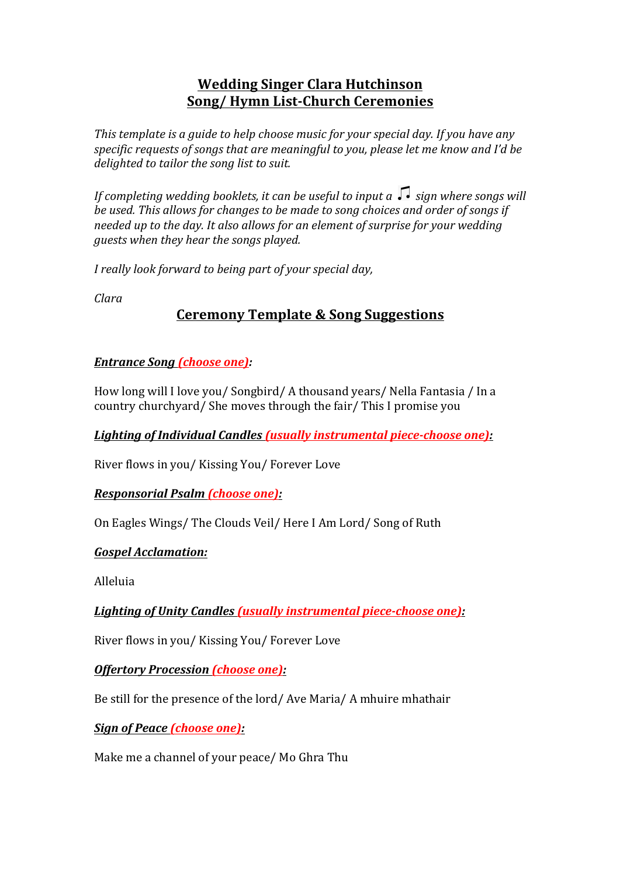# Wedding Singer Clara Hutchinson
# Song/ Hymn List-Church Ceremonies

*This template is a guide to help choose music for your special day. If you have any specific requests of songs that are meaningful to you, please let me know and I'd be delighted to tailor the song list to suit.*

*If completing wedding booklets, it can be useful to input a ♫ sign where songs will be used. This allows for changes to be made to song choices and order of songs if needed up to the day. It also allows for an element of surprise for your wedding guests when they hear the songs played.*

*I really look forward to being part of your special day,*

*Clara*

## Ceremony Template & Song Suggestions

***Entrance Song (choose one):***

How long will I love you/ Songbird/ A thousand years/ Nella Fantasia / In a country churchyard/ She moves through the fair/ This I promise you

***Lighting of Individual Candles (usually instrumental piece-choose one):***

River flows in you/ Kissing You/ Forever Love

***Responsorial Psalm (choose one):***

On Eagles Wings/ The Clouds Veil/ Here I Am Lord/ Song of Ruth

***Gospel Acclamation:***

Alleluia

***Lighting of Unity Candles (usually instrumental piece-choose one):***

River flows in you/ Kissing You/ Forever Love

***Offertory Procession (choose one):***

Be still for the presence of the lord/ Ave Maria/ A mhuire mhathair

***Sign of Peace (choose one):***

Make me a channel of your peace/ Mo Ghra Thu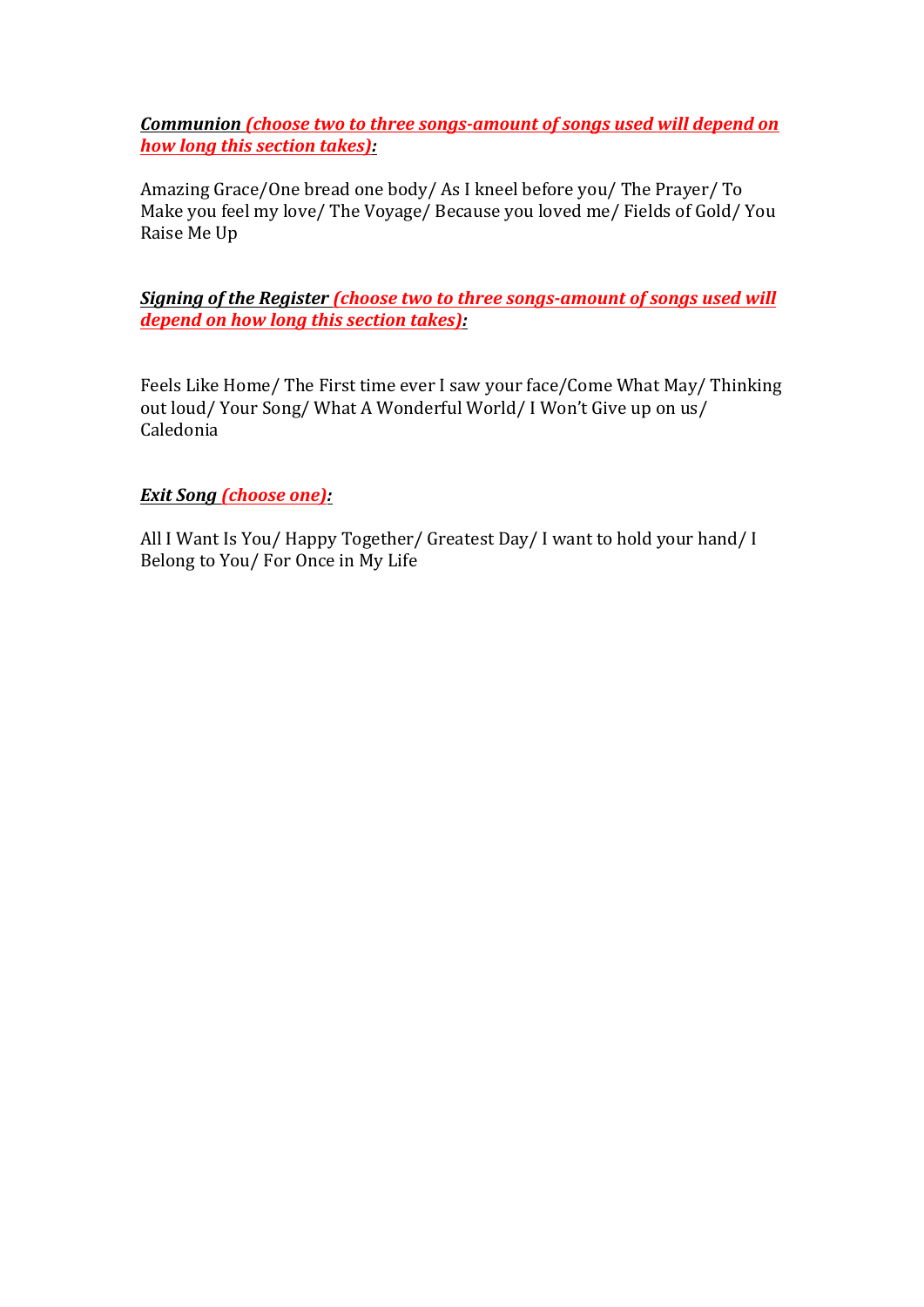***Communion** (choose two to three songs-amount of songs used will depend on how long this section takes):*

Amazing Grace/One bread one body/ As I kneel before you/ The Prayer/ To Make you feel my love/ The Voyage/ Because you loved me/ Fields of Gold/ You Raise Me Up

***Signing of the Register** (choose two to three songs-amount of songs used will depend on how long this section takes):*

Feels Like Home/ The First time ever I saw your face/Come What May/ Thinking out loud/ Your Song/ What A Wonderful World/ I Won't Give up on us/ Caledonia

***Exit Song** (choose one):*

All I Want Is You/ Happy Together/ Greatest Day/ I want to hold your hand/ I Belong to You/ For Once in My Life